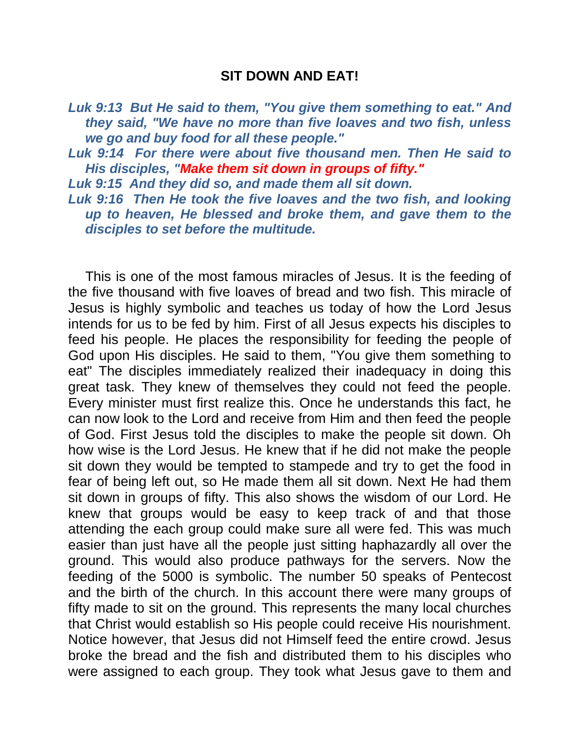# SIT DOWN AND EAT!

***Luk 9:13 But He said to them, "You give them something to eat." And they said, "We have no more than five loaves and two fish, unless we go and buy food for all these people."***

***Luk 9:14 For there were about five thousand men. Then He said to His disciples, "Make them sit down in groups of fifty."***

***Luk 9:15 And they did so, and made them all sit down.***

***Luk 9:16 Then He took the five loaves and the two fish, and looking up to heaven, He blessed and broke them, and gave them to the disciples to set before the multitude.***

This is one of the most famous miracles of Jesus. It is the feeding of the five thousand with five loaves of bread and two fish. This miracle of Jesus is highly symbolic and teaches us today of how the Lord Jesus intends for us to be fed by him. First of all Jesus expects his disciples to feed his people. He places the responsibility for feeding the people of God upon His disciples. He said to them, "You give them something to eat" The disciples immediately realized their inadequacy in doing this great task. They knew of themselves they could not feed the people. Every minister must first realize this. Once he understands this fact, he can now look to the Lord and receive from Him and then feed the people of God. First Jesus told the disciples to make the people sit down. Oh how wise is the Lord Jesus. He knew that if he did not make the people sit down they would be tempted to stampede and try to get the food in fear of being left out, so He made them all sit down. Next He had them sit down in groups of fifty. This also shows the wisdom of our Lord. He knew that groups would be easy to keep track of and that those attending the each group could make sure all were fed. This was much easier than just have all the people just sitting haphazardly all over the ground. This would also produce pathways for the servers. Now the feeding of the 5000 is symbolic. The number 50 speaks of Pentecost and the birth of the church. In this account there were many groups of fifty made to sit on the ground. This represents the many local churches that Christ would establish so His people could receive His nourishment. Notice however, that Jesus did not Himself feed the entire crowd. Jesus broke the bread and the fish and distributed them to his disciples who were assigned to each group. They took what Jesus gave to them and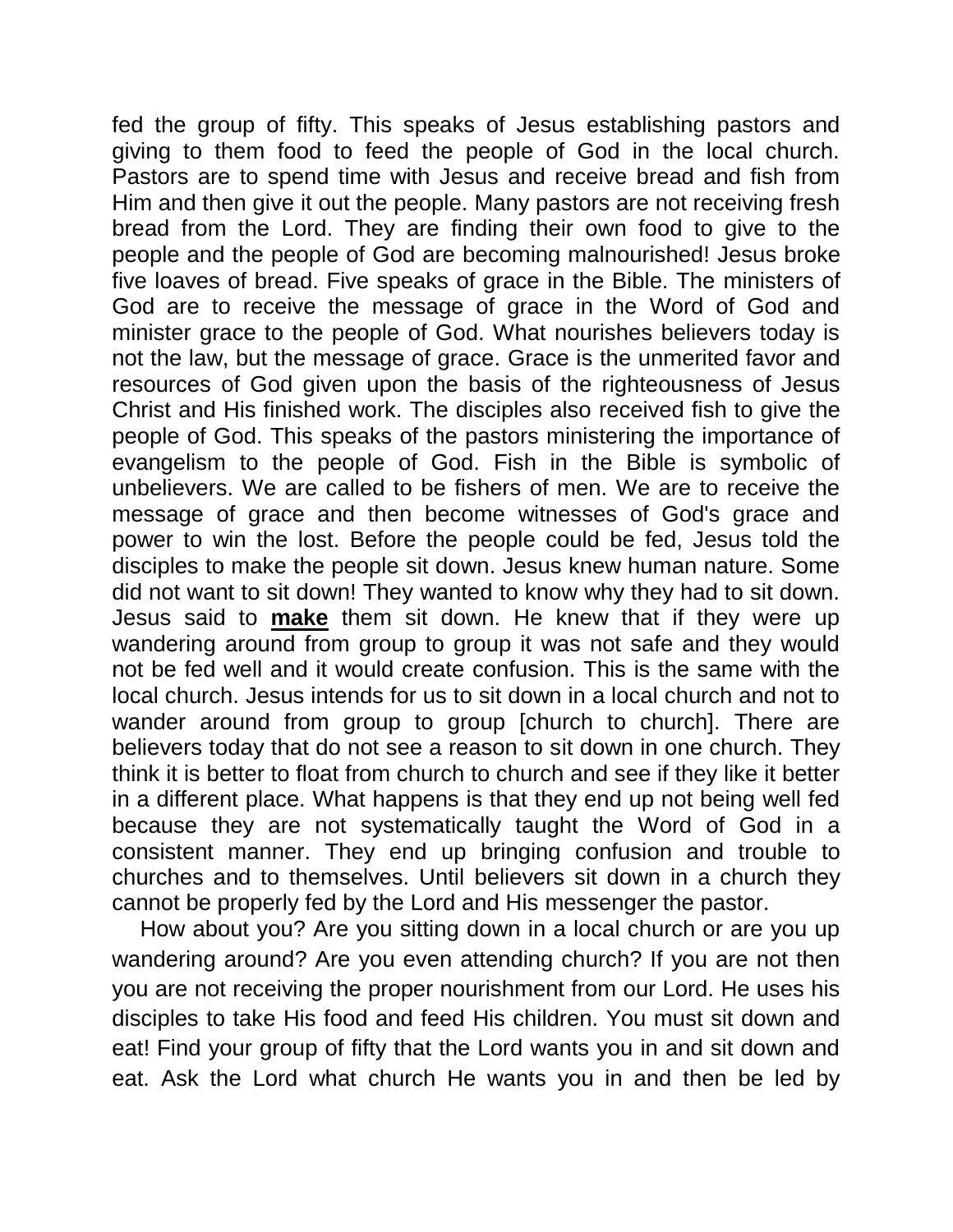fed the group of fifty. This speaks of Jesus establishing pastors and giving to them food to feed the people of God in the local church. Pastors are to spend time with Jesus and receive bread and fish from Him and then give it out the people. Many pastors are not receiving fresh bread from the Lord. They are finding their own food to give to the people and the people of God are becoming malnourished! Jesus broke five loaves of bread. Five speaks of grace in the Bible. The ministers of God are to receive the message of grace in the Word of God and minister grace to the people of God. What nourishes believers today is not the law, but the message of grace. Grace is the unmerited favor and resources of God given upon the basis of the righteousness of Jesus Christ and His finished work. The disciples also received fish to give the people of God. This speaks of the pastors ministering the importance of evangelism to the people of God. Fish in the Bible is symbolic of unbelievers. We are called to be fishers of men. We are to receive the message of grace and then become witnesses of God's grace and power to win the lost. Before the people could be fed, Jesus told the disciples to make the people sit down. Jesus knew human nature. Some did not want to sit down! They wanted to know why they had to sit down. Jesus said to **make** them sit down. He knew that if they were up wandering around from group to group it was not safe and they would not be fed well and it would create confusion. This is the same with the local church. Jesus intends for us to sit down in a local church and not to wander around from group to group [church to church]. There are believers today that do not see a reason to sit down in one church. They think it is better to float from church to church and see if they like it better in a different place. What happens is that they end up not being well fed because they are not systematically taught the Word of God in a consistent manner. They end up bringing confusion and trouble to churches and to themselves. Until believers sit down in a church they cannot be properly fed by the Lord and His messenger the pastor.

How about you? Are you sitting down in a local church or are you up wandering around? Are you even attending church? If you are not then you are not receiving the proper nourishment from our Lord. He uses his disciples to take His food and feed His children. You must sit down and eat! Find your group of fifty that the Lord wants you in and sit down and eat. Ask the Lord what church He wants you in and then be led by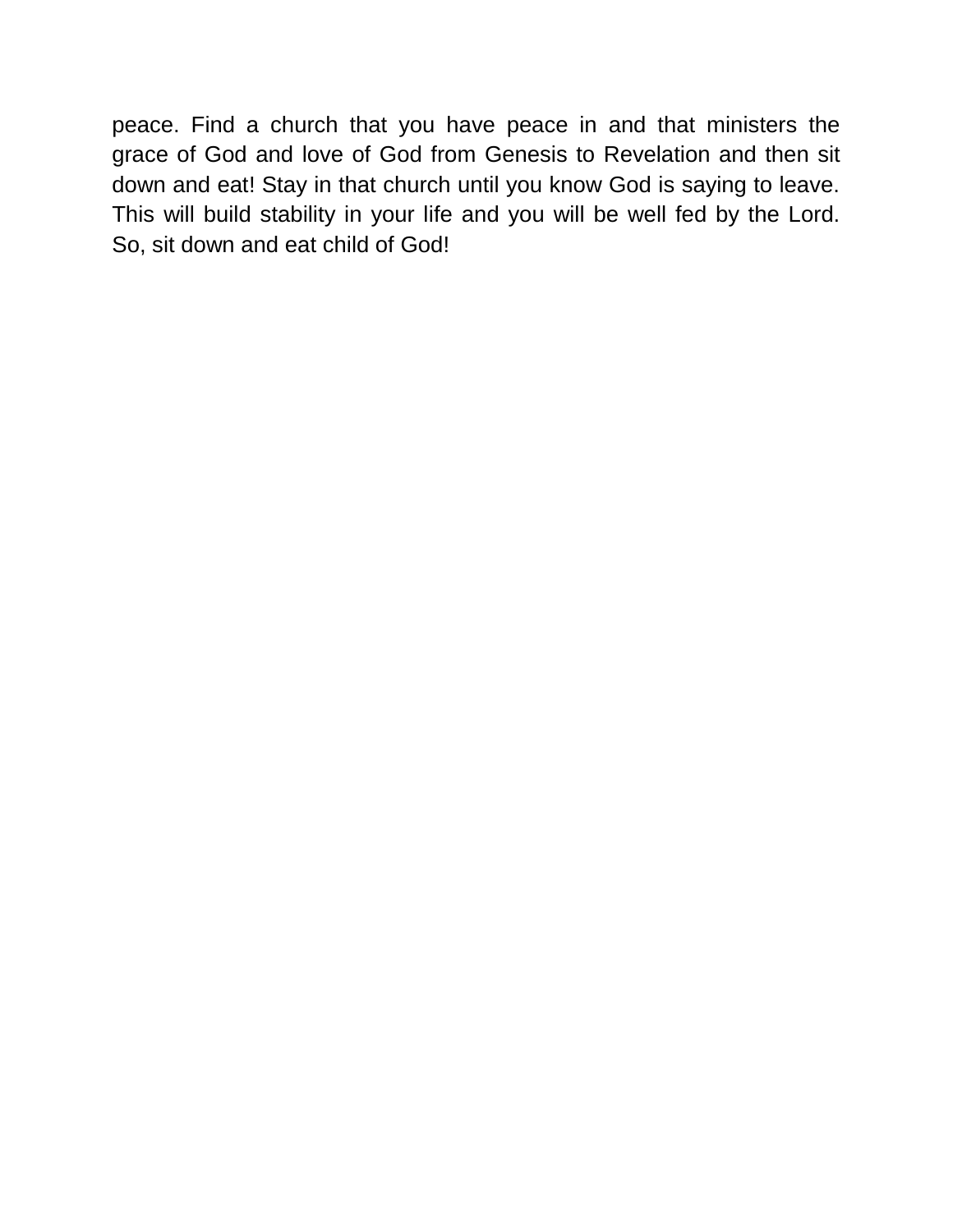peace. Find a church that you have peace in and that ministers the grace of God and love of God from Genesis to Revelation and then sit down and eat! Stay in that church until you know God is saying to leave. This will build stability in your life and you will be well fed by the Lord. So, sit down and eat child of God!